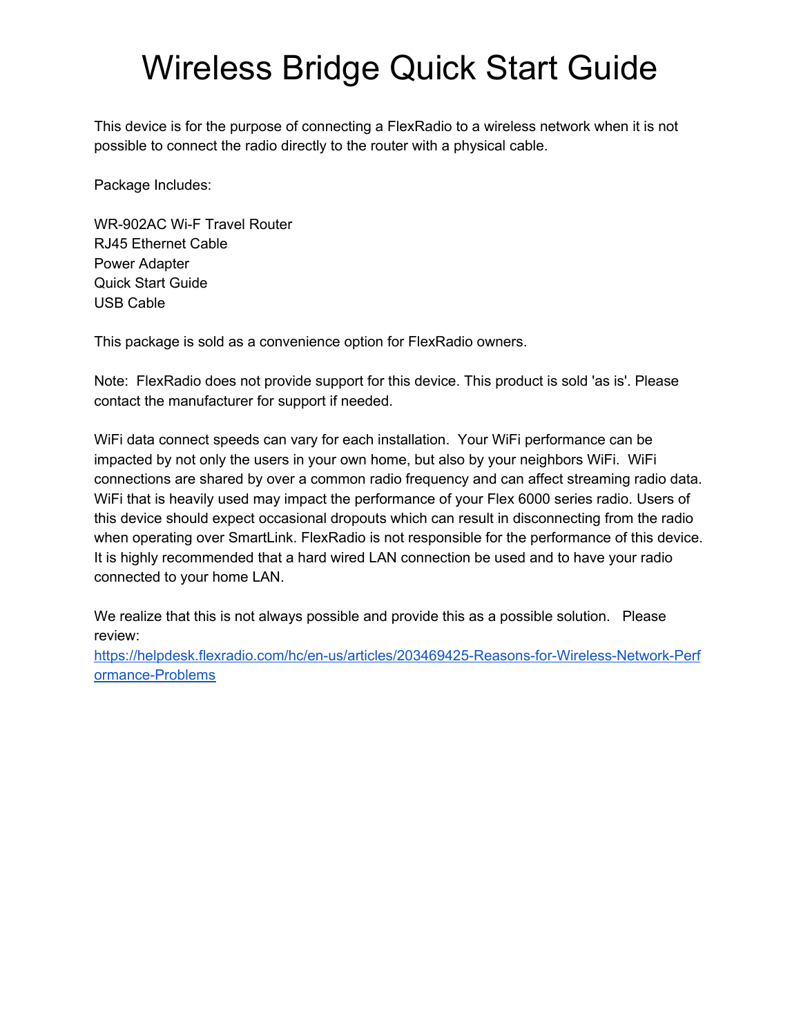# Wireless Bridge Quick Start Guide

This device is for the purpose of connecting a FlexRadio to a wireless network when it is not possible to connect the radio directly to the router with a physical cable.

Package Includes:

WR-902AC Wi-F Travel Router
RJ45 Ethernet Cable
Power Adapter
Quick Start Guide
USB Cable

This package is sold as a convenience option for FlexRadio owners.

Note: FlexRadio does not provide support for this device. This product is sold 'as is'. Please contact the manufacturer for support if needed.

WiFi data connect speeds can vary for each installation. Your WiFi performance can be impacted by not only the users in your own home, but also by your neighbors WiFi. WiFi connections are shared by over a common radio frequency and can affect streaming radio data. WiFi that is heavily used may impact the performance of your Flex 6000 series radio. Users of this device should expect occasional dropouts which can result in disconnecting from the radio when operating over SmartLink. FlexRadio is not responsible for the performance of this device. It is highly recommended that a hard wired LAN connection be used and to have your radio connected to your home LAN.

We realize that this is not always possible and provide this as a possible solution. Please review:
[https://helpdesk.flexradio.com/hc/en-us/articles/203469425-Reasons-for-Wireless-Network-Performance-Problems](https://helpdesk.flexradio.com/hc/en-us/articles/203469425-Reasons-for-Wireless-Network-Performance-Problems)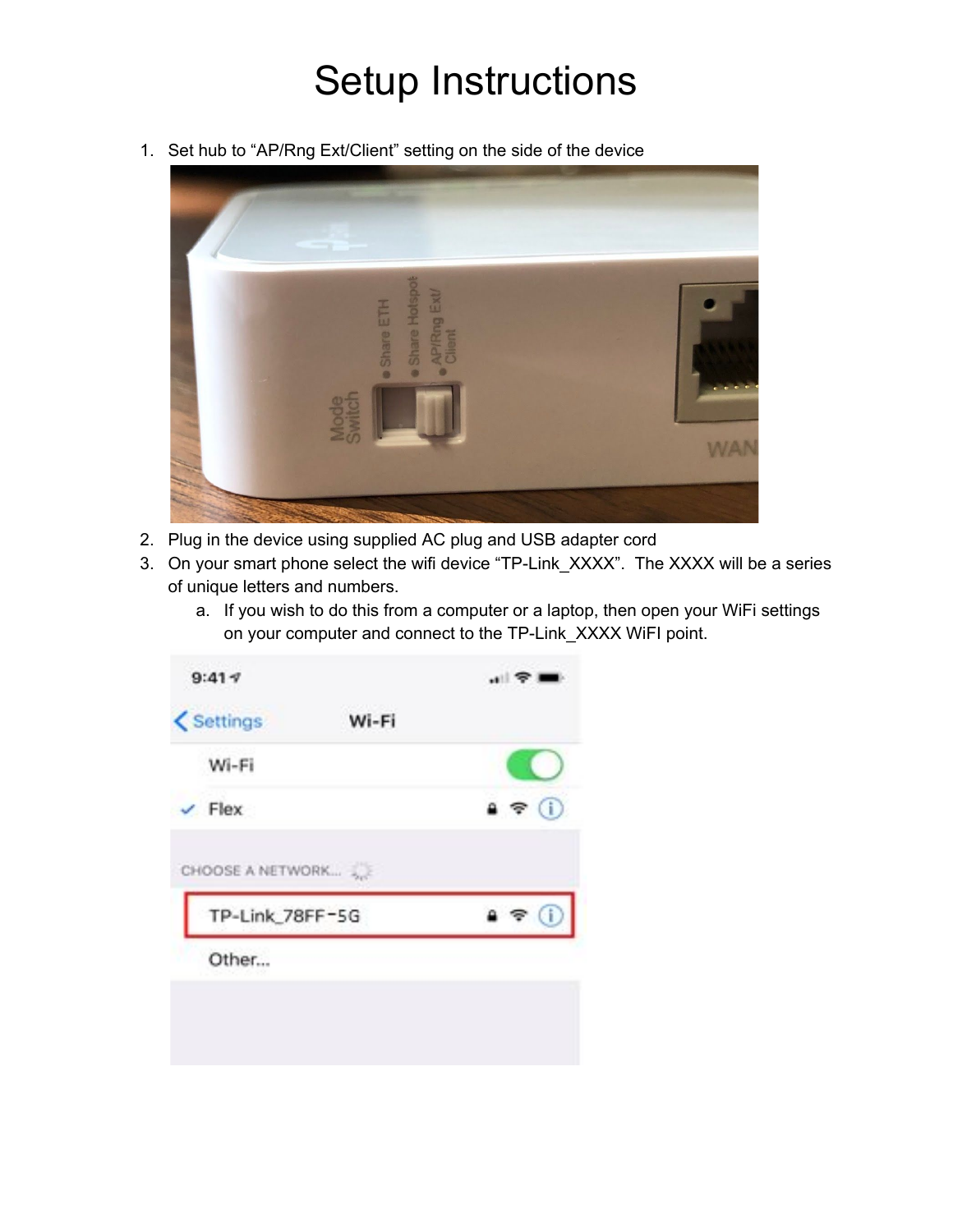# Setup Instructions

1. Set hub to “AP/Rng Ext/Client” setting on the side of the device
2. Plug in the device using supplied AC plug and USB adapter cord
3. On your smart phone select the wifi device “TP-Link_XXXX”.  The XXXX will be a series of unique letters and numbers.
    a. If you wish to do this from a computer or a laptop, then open your WiFi settings on your computer and connect to the TP-Link_XXXX WiFI point.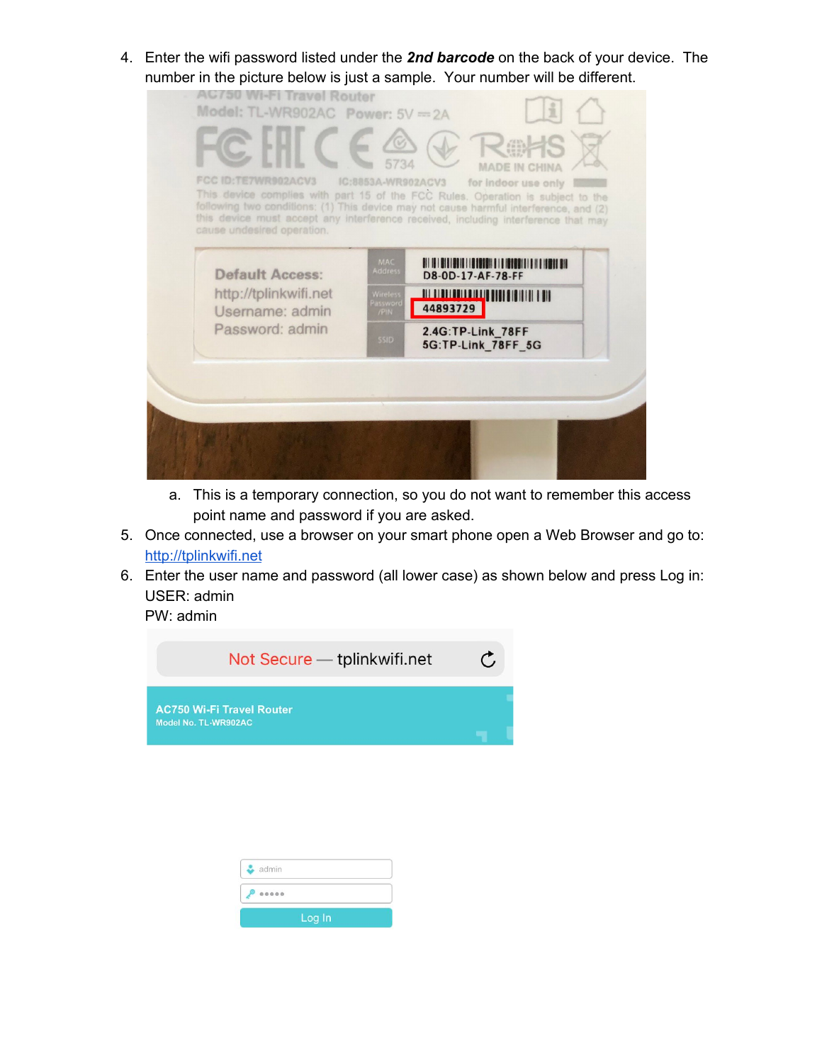4. Enter the wifi password listed under the ***2nd barcode*** on the back of your device. The number in the picture below is just a sample. Your number will be different.

    a. This is a temporary connection, so you do not want to remember this access point name and password if you are asked.

5. Once connected, use a browser on your smart phone open a Web Browser and go to: [http://tplinkwifi.net](http://tplinkwifi.net)

6. Enter the user name and password (all lower case) as shown below and press Log in:
   USER: admin
   PW: admin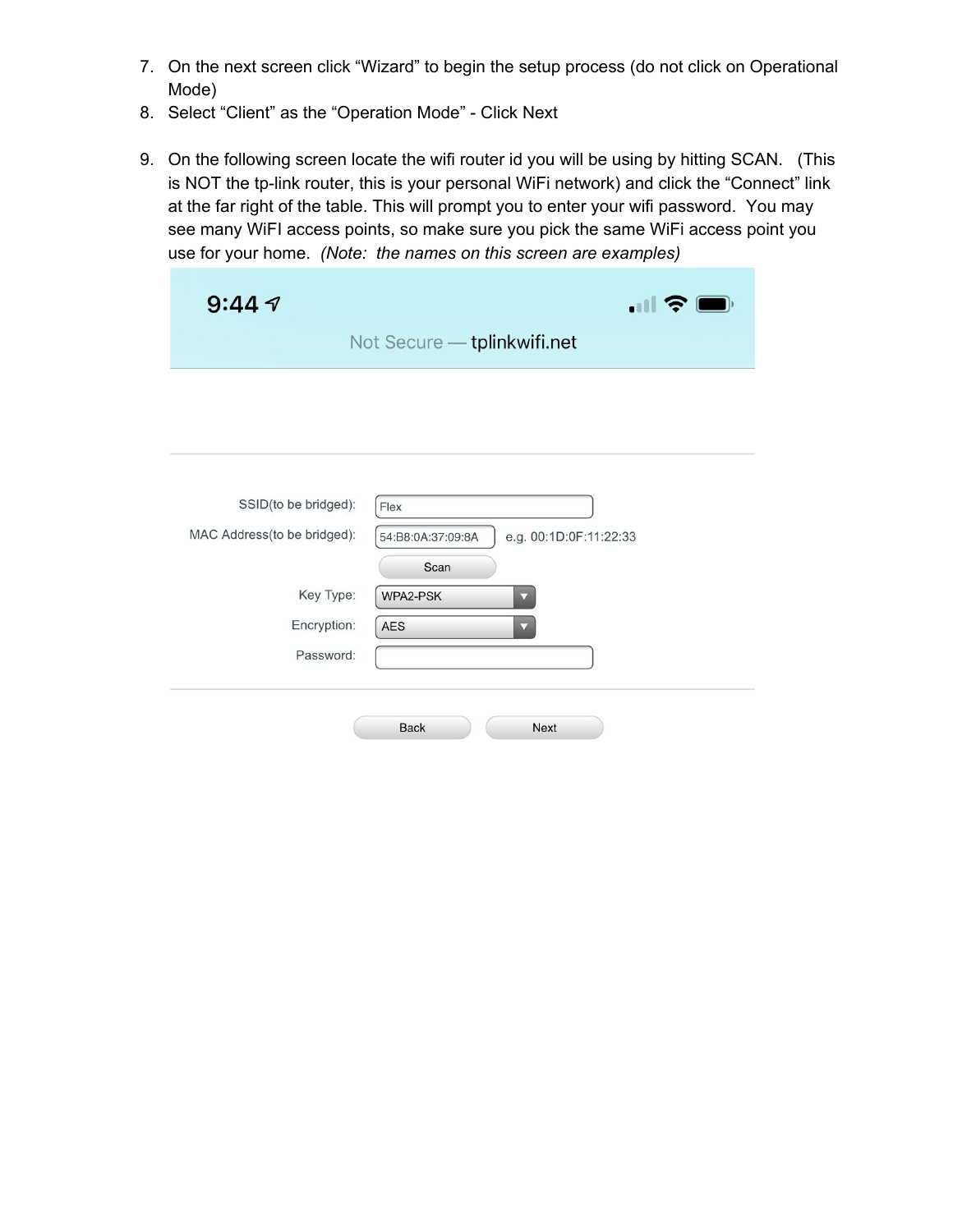7. On the next screen click “Wizard” to begin the setup process (do not click on Operational Mode)
8. Select “Client” as the “Operation Mode” - Click Next

9. On the following screen locate the wifi router id you will be using by hitting SCAN. (This is NOT the tp-link router, this is your personal WiFi network) and click the “Connect” link at the far right of the table. This will prompt you to enter your wifi password. You may see many WiFI access points, so make sure you pick the same WiFi access point you use for your home. *(Note: the names on this screen are examples)*

9:44

Not Secure — tplinkwifi.net

SSID(to be bridged): Flex

MAC Address(to be bridged): 54:B8:0A:37:09:8A e.g. 00:1D:0F:11:22:33

Scan

Key Type: WPA2-PSK

Encryption: AES

Password:

Back Next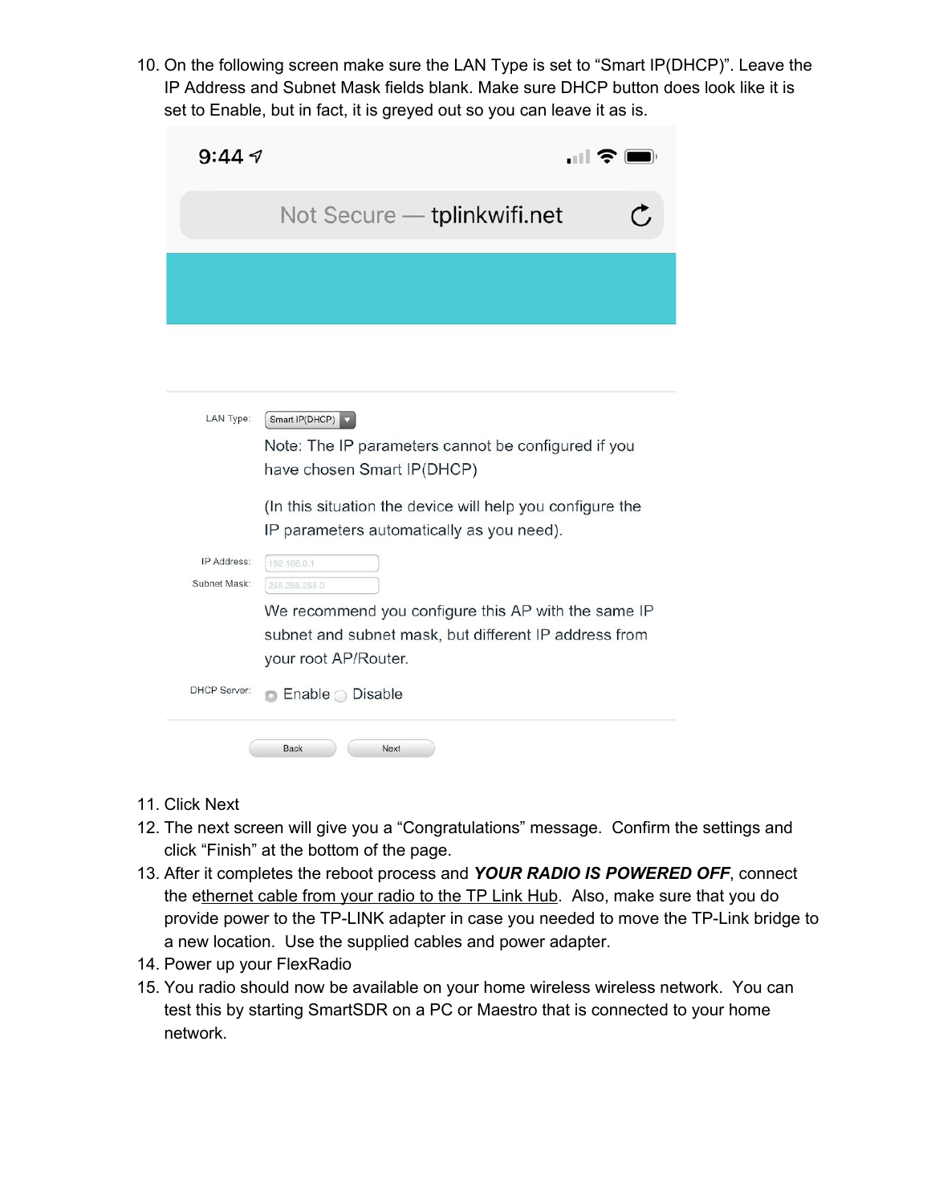10. On the following screen make sure the LAN Type is set to “Smart IP(DHCP)”. Leave the IP Address and Subnet Mask fields blank. Make sure DHCP button does look like it is set to Enable, but in fact, it is greyed out so you can leave it as is.

11. Click Next
12. The next screen will give you a “Congratulations” message. Confirm the settings and click “Finish” at the bottom of the page.
13. After it completes the reboot process and ***YOUR RADIO IS POWERED OFF***, connect the ethernet cable from your radio to the TP Link Hub. Also, make sure that you do provide power to the TP-LINK adapter in case you needed to move the TP-Link bridge to a new location. Use the supplied cables and power adapter.
14. Power up your FlexRadio
15. You radio should now be available on your home wireless wireless network. You can test this by starting SmartSDR on a PC or Maestro that is connected to your home network.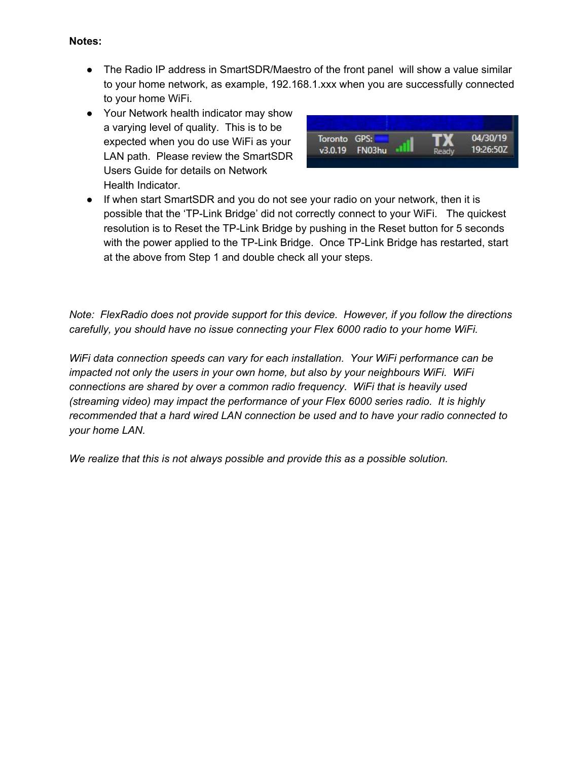**Notes:**

- The Radio IP address in SmartSDR/Maestro of the front panel will show a value similar to your home network, as example, 192.168.1.xxx when you are successfully connected to your home WiFi.
- Your Network health indicator may show a varying level of quality. This is to be expected when you do use WiFi as your LAN path. Please review the SmartSDR Users Guide for details on Network Health Indicator.
- If when start SmartSDR and you do not see your radio on your network, then it is possible that the 'TP-Link Bridge' did not correctly connect to your WiFi. The quickest resolution is to Reset the TP-Link Bridge by pushing in the Reset button for 5 seconds with the power applied to the TP-Link Bridge. Once TP-Link Bridge has restarted, start at the above from Step 1 and double check all your steps.

*Note: FlexRadio does not provide support for this device. However, if you follow the directions carefully, you should have no issue connecting your Flex 6000 radio to your home WiFi.*

*WiFi data connection speeds can vary for each installation. Your WiFi performance can be impacted not only the users in your own home, but also by your neighbours WiFi. WiFi connections are shared by over a common radio frequency. WiFi that is heavily used (streaming video) may impact the performance of your Flex 6000 series radio. It is highly recommended that a hard wired LAN connection be used and to have your radio connected to your home LAN.*

*We realize that this is not always possible and provide this as a possible solution.*